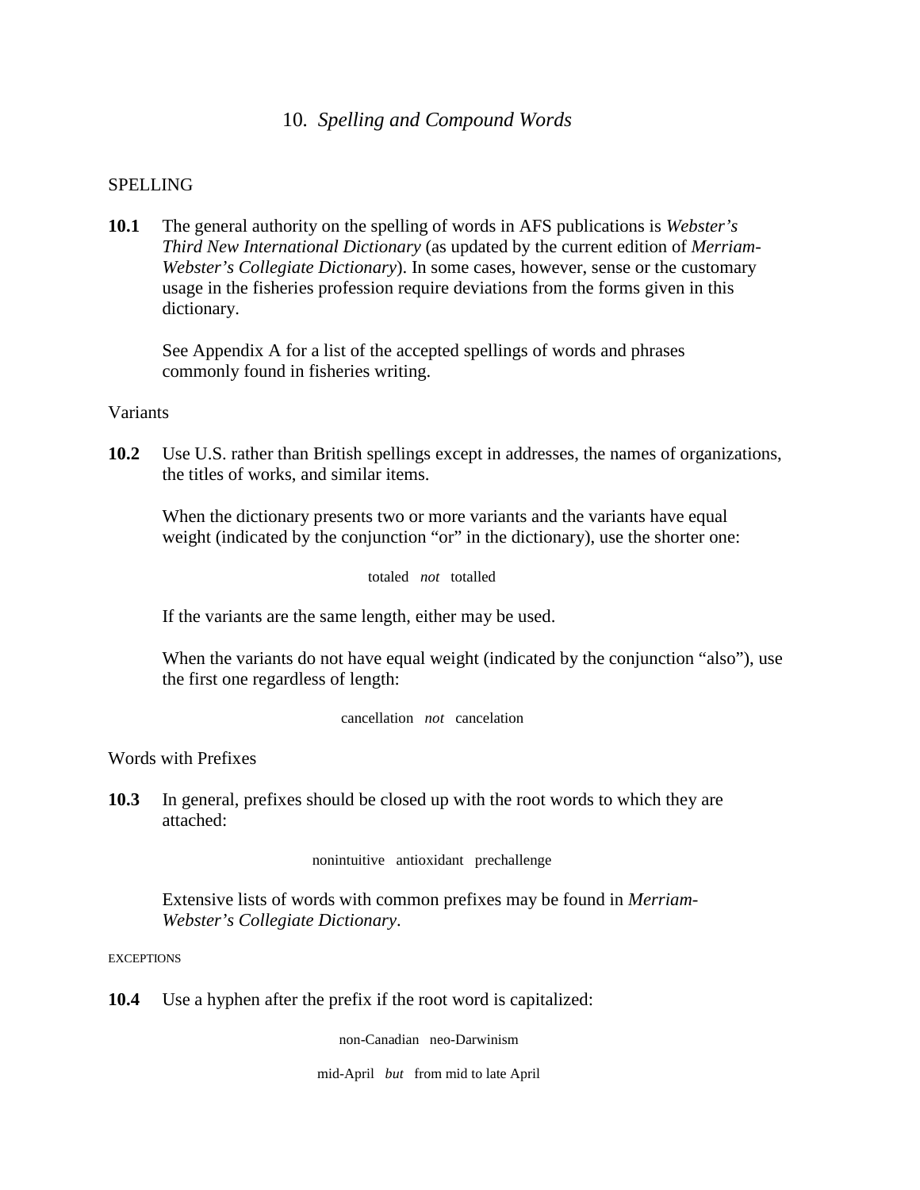# 10. *Spelling and Compound Words*

## SPELLING

**10.1** The general authority on the spelling of words in AFS publications is *Webster's Third New International Dictionary* (as updated by the current edition of *Merriam-Webster's Collegiate Dictionary*). In some cases, however, sense or the customary usage in the fisheries profession require deviations from the forms given in this dictionary.

See Appendix A for a list of the accepted spellings of words and phrases commonly found in fisheries writing.

### Variants

**10.2** Use U.S. rather than British spellings except in addresses, the names of organizations, the titles of works, and similar items.

When the dictionary presents two or more variants and the variants have equal weight (indicated by the conjunction "or" in the dictionary), use the shorter one:

totaled *not* totalled

If the variants are the same length, either may be used.

When the variants do not have equal weight (indicated by the conjunction "also"), use the first one regardless of length:

cancellation *not* cancelation

### Words with Prefixes

**10.3** In general, prefixes should be closed up with the root words to which they are attached:

nonintuitive antioxidant prechallenge

Extensive lists of words with common prefixes may be found in *Merriam-Webster's Collegiate Dictionary*.

#### EXCEPTIONS

**10.4** Use a hyphen after the prefix if the root word is capitalized:

non-Canadian neo-Darwinism

mid-April *but* from mid to late April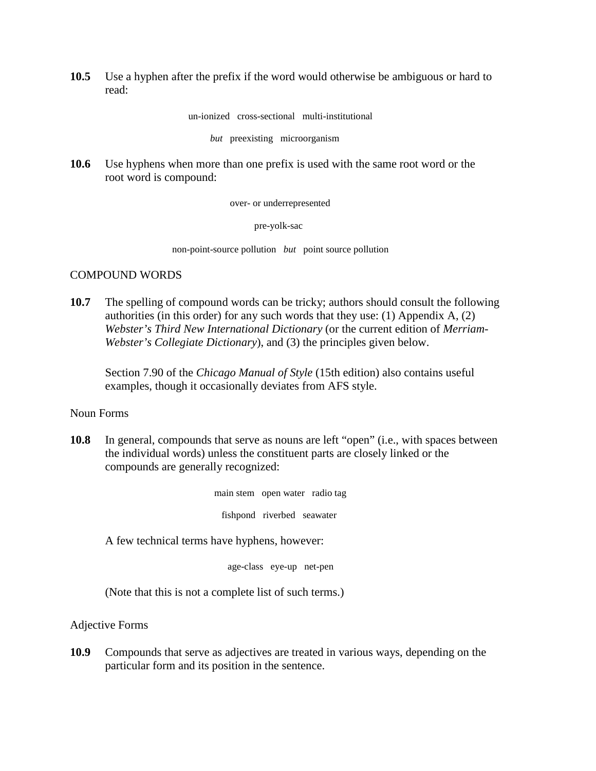**10.5** Use a hyphen after the prefix if the word would otherwise be ambiguous or hard to read:

un-ionized   cross-sectional   multi-institutional

*but*   preexisting   microorganism

**10.6** Use hyphens when more than one prefix is used with the same root word or the root word is compound:

over- or underrepresented

pre-yolk-sac

non-point-source pollution   *but*   point source pollution

## COMPOUND WORDS

**10.7** The spelling of compound words can be tricky; authors should consult the following authorities (in this order) for any such words that they use: (1) Appendix A, (2) *Webster's Third New International Dictionary* (or the current edition of *Merriam-Webster's Collegiate Dictionary*), and (3) the principles given below.

Section 7.90 of the *Chicago Manual of Style* (15th edition) also contains useful examples, though it occasionally deviates from AFS style.

### Noun Forms

**10.8** In general, compounds that serve as nouns are left "open" (i.e., with spaces between the individual words) unless the constituent parts are closely linked or the compounds are generally recognized:

main stem   open water   radio tag

fishpond   riverbed   seawater

A few technical terms have hyphens, however:

age-class   eye-up   net-pen

(Note that this is not a complete list of such terms.)

### Adjective Forms

**10.9** Compounds that serve as adjectives are treated in various ways, depending on the particular form and its position in the sentence.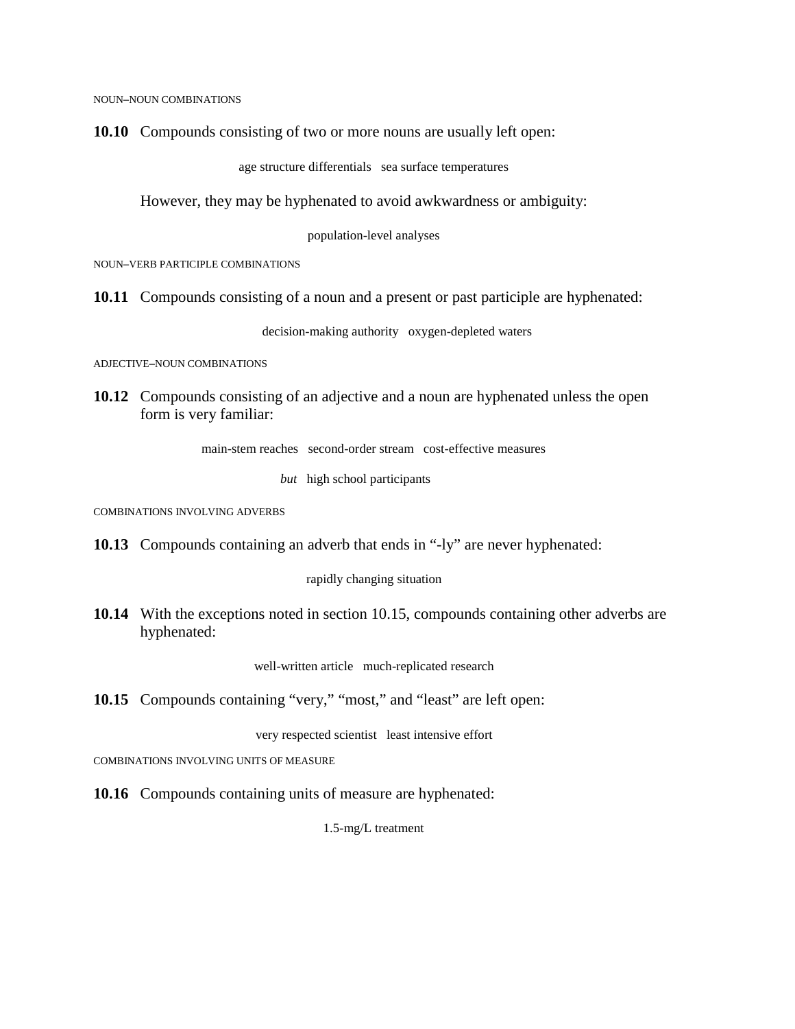NOUN–NOUN COMBINATIONS

**10.10** Compounds consisting of two or more nouns are usually left open:

age structure differentials   sea surface temperatures

However, they may be hyphenated to avoid awkwardness or ambiguity:

population-level analyses

NOUN–VERB PARTICIPLE COMBINATIONS

**10.11** Compounds consisting of a noun and a present or past participle are hyphenated:

decision-making authority   oxygen-depleted waters

ADJECTIVE–NOUN COMBINATIONS

**10.12** Compounds consisting of an adjective and a noun are hyphenated unless the open form is very familiar:

main-stem reaches   second-order stream   cost-effective measures

*but*   high school participants

COMBINATIONS INVOLVING ADVERBS

**10.13** Compounds containing an adverb that ends in “-ly” are never hyphenated:

rapidly changing situation

**10.14** With the exceptions noted in section 10.15, compounds containing other adverbs are hyphenated:

well-written article   much-replicated research

**10.15** Compounds containing “very,” “most,” and “least” are left open:

very respected scientist   least intensive effort

COMBINATIONS INVOLVING UNITS OF MEASURE

**10.16** Compounds containing units of measure are hyphenated:

1.5-mg/L treatment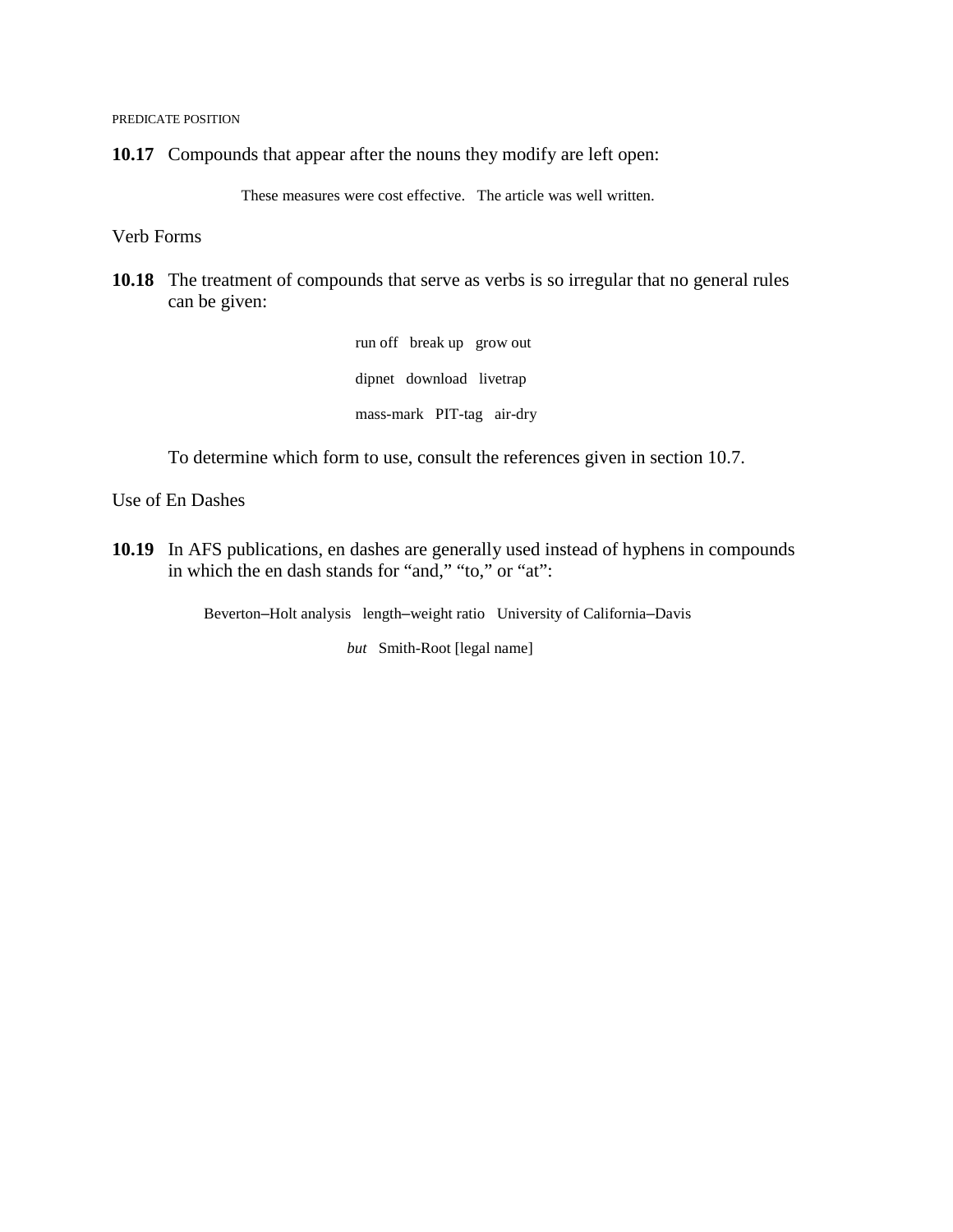PREDICATE POSITION

**10.17** Compounds that appear after the nouns they modify are left open:

These measures were cost effective.   The article was well written.

Verb Forms

**10.18** The treatment of compounds that serve as verbs is so irregular that no general rules can be given:

run off   break up   grow out

dipnet   download   livetrap

mass-mark   PIT-tag   air-dry

To determine which form to use, consult the references given in section 10.7.

Use of En Dashes

**10.19** In AFS publications, en dashes are generally used instead of hyphens in compounds in which the en dash stands for “and,” “to,” or “at”:

Beverton–Holt analysis   length–weight ratio   University of California–Davis

*but*   Smith-Root [legal name]